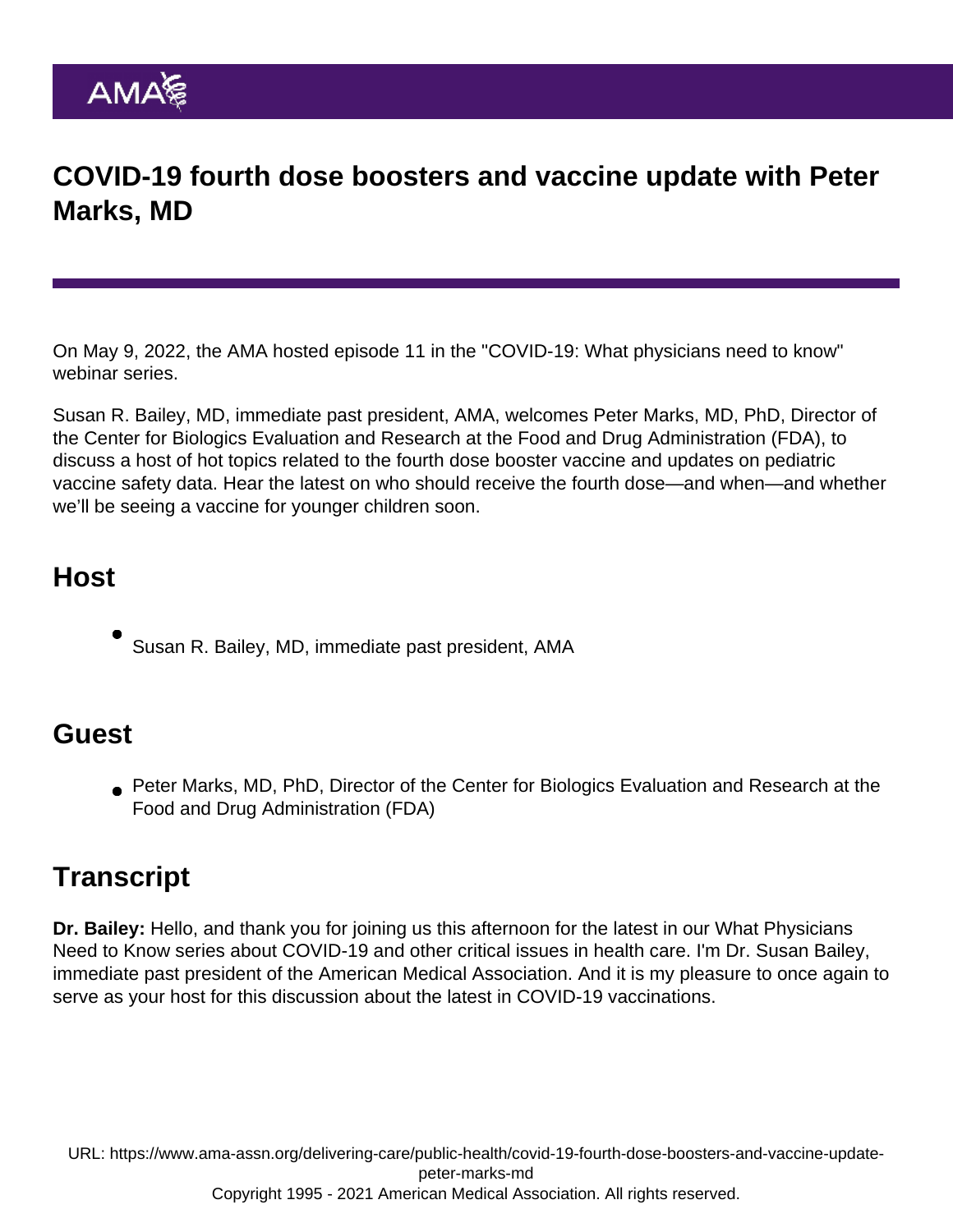# COVID-19 fourth dose boosters and vaccine update with Peter Marks, MD

On May 9, 2022, the AMA hosted episode 11 in the "COVID-19: What physicians need to know" webinar series.

Susan R. Bailey, MD, immediate past president, AMA, welcomes Peter Marks, MD, PhD, Director of the Center for Biologics Evaluation and Research at the Food and Drug Administration (FDA), to discuss a host of hot topics related to the fourth dose booster vaccine and updates on pediatric vaccine safety data. Hear the latest on who should receive the fourth dose—and when—and whether we'll be seeing a vaccine for younger children soon.

## Host

- Susan R. Bailey, MD, immediate past president, AMA

## Guest

- Peter Marks, MD, PhD, Director of the Center for Biologics Evaluation and Research at the Food and Drug Administration (FDA)

## Transcript

**Dr. Bailey:** Hello, and thank you for joining us this afternoon for the latest in our What Physicians Need to Know series about COVID-19 and other critical issues in health care. I'm Dr. Susan Bailey, immediate past president of the American Medical Association. And it is my pleasure to once again to serve as your host for this discussion about the latest in COVID-19 vaccinations.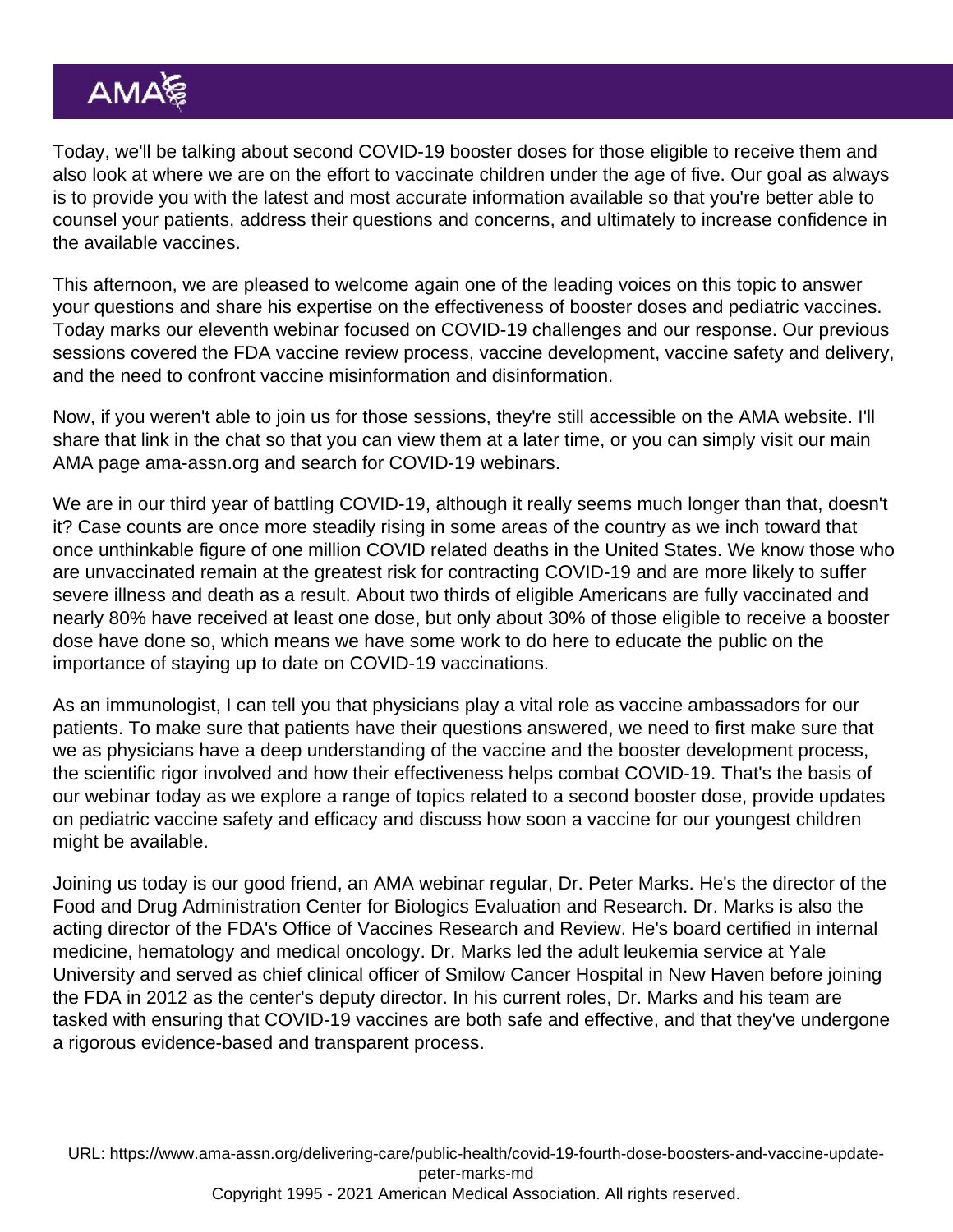Today, we'll be talking about second COVID-19 booster doses for those eligible to receive them and also look at where we are on the effort to vaccinate children under the age of five. Our goal as always is to provide you with the latest and most accurate information available so that you're better able to counsel your patients, address their questions and concerns, and ultimately to increase confidence in the available vaccines.

This afternoon, we are pleased to welcome again one of the leading voices on this topic to answer your questions and share his expertise on the effectiveness of booster doses and pediatric vaccines. Today marks our eleventh webinar focused on COVID-19 challenges and our response. Our previous sessions covered the FDA vaccine review process, vaccine development, vaccine safety and delivery, and the need to confront vaccine misinformation and disinformation.

Now, if you weren't able to join us for those sessions, they're still accessible on the AMA website. I'll share that link in the chat so that you can view them at a later time, or you can simply visit our main AMA page ama-assn.org and search for COVID-19 webinars.

We are in our third year of battling COVID-19, although it really seems much longer than that, doesn't it? Case counts are once more steadily rising in some areas of the country as we inch toward that once unthinkable figure of one million COVID related deaths in the United States. We know those who are unvaccinated remain at the greatest risk for contracting COVID-19 and are more likely to suffer severe illness and death as a result. About two thirds of eligible Americans are fully vaccinated and nearly 80% have received at least one dose, but only about 30% of those eligible to receive a booster dose have done so, which means we have some work to do here to educate the public on the importance of staying up to date on COVID-19 vaccinations.

As an immunologist, I can tell you that physicians play a vital role as vaccine ambassadors for our patients. To make sure that patients have their questions answered, we need to first make sure that we as physicians have a deep understanding of the vaccine and the booster development process, the scientific rigor involved and how their effectiveness helps combat COVID-19. That's the basis of our webinar today as we explore a range of topics related to a second booster dose, provide updates on pediatric vaccine safety and efficacy and discuss how soon a vaccine for our youngest children might be available.

Joining us today is our good friend, an AMA webinar regular, Dr. Peter Marks. He's the director of the Food and Drug Administration Center for Biologics Evaluation and Research. Dr. Marks is also the acting director of the FDA's Office of Vaccines Research and Review. He's board certified in internal medicine, hematology and medical oncology. Dr. Marks led the adult leukemia service at Yale University and served as chief clinical officer of Smilow Cancer Hospital in New Haven before joining the FDA in 2012 as the center's deputy director. In his current roles, Dr. Marks and his team are tasked with ensuring that COVID-19 vaccines are both safe and effective, and that they've undergone a rigorous evidence-based and transparent process.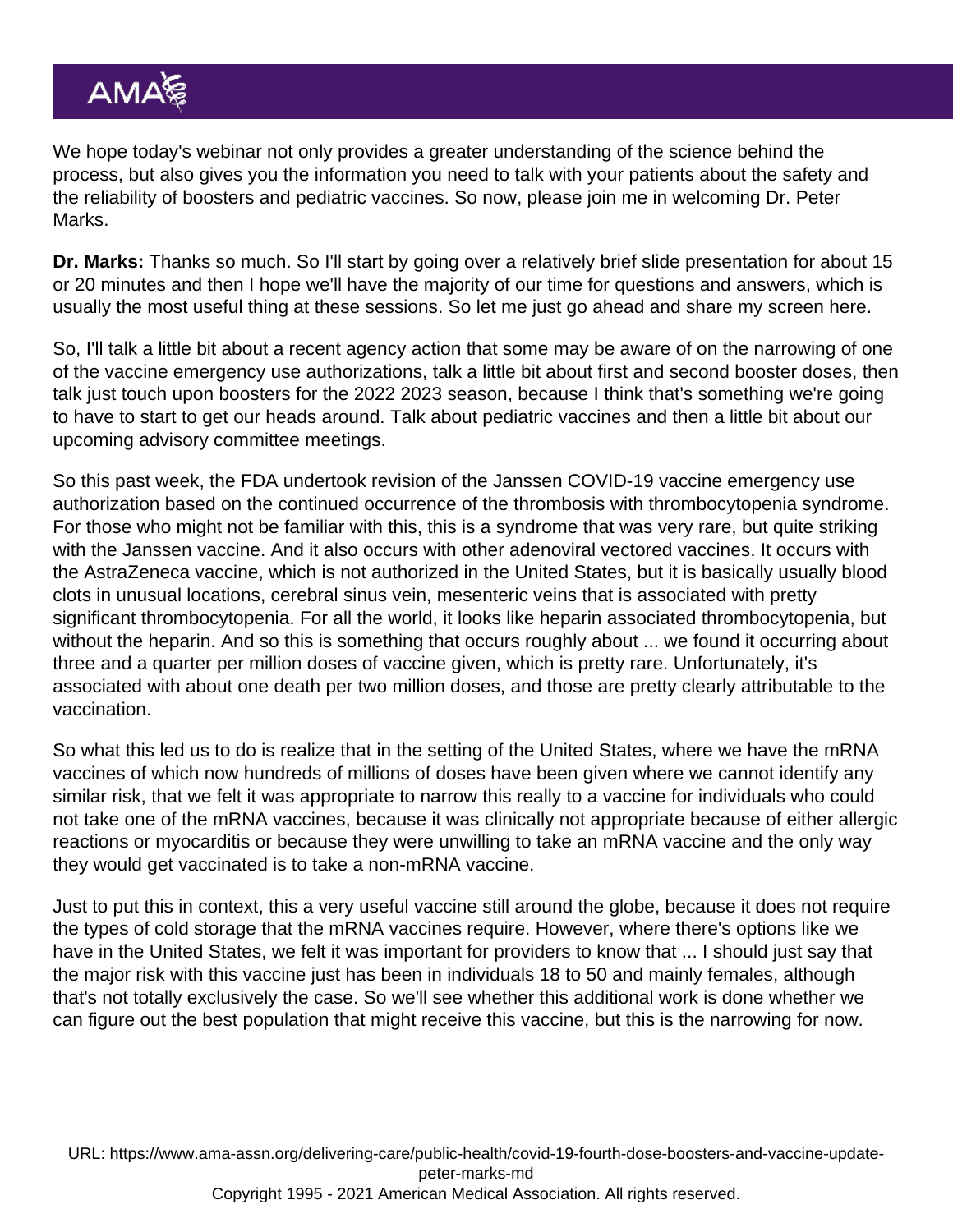We hope today's webinar not only provides a greater understanding of the science behind the process, but also gives you the information you need to talk with your patients about the safety and the reliability of boosters and pediatric vaccines. So now, please join me in welcoming Dr. Peter Marks.

**Dr. Marks:** Thanks so much. So I'll start by going over a relatively brief slide presentation for about 15 or 20 minutes and then I hope we'll have the majority of our time for questions and answers, which is usually the most useful thing at these sessions. So let me just go ahead and share my screen here.

So, I'll talk a little bit about a recent agency action that some may be aware of on the narrowing of one of the vaccine emergency use authorizations, talk a little bit about first and second booster doses, then talk just touch upon boosters for the 2022 2023 season, because I think that's something we're going to have to start to get our heads around. Talk about pediatric vaccines and then a little bit about our upcoming advisory committee meetings.

So this past week, the FDA undertook revision of the Janssen COVID-19 vaccine emergency use authorization based on the continued occurrence of the thrombosis with thrombocytopenia syndrome. For those who might not be familiar with this, this is a syndrome that was very rare, but quite striking with the Janssen vaccine. And it also occurs with other adenoviral vectored vaccines. It occurs with the AstraZeneca vaccine, which is not authorized in the United States, but it is basically usually blood clots in unusual locations, cerebral sinus vein, mesenteric veins that is associated with pretty significant thrombocytopenia. For all the world, it looks like heparin associated thrombocytopenia, but without the heparin. And so this is something that occurs roughly about ... we found it occurring about three and a quarter per million doses of vaccine given, which is pretty rare. Unfortunately, it's associated with about one death per two million doses, and those are pretty clearly attributable to the vaccination.

So what this led us to do is realize that in the setting of the United States, where we have the mRNA vaccines of which now hundreds of millions of doses have been given where we cannot identify any similar risk, that we felt it was appropriate to narrow this really to a vaccine for individuals who could not take one of the mRNA vaccines, because it was clinically not appropriate because of either allergic reactions or myocarditis or because they were unwilling to take an mRNA vaccine and the only way they would get vaccinated is to take a non-mRNA vaccine.

Just to put this in context, this a very useful vaccine still around the globe, because it does not require the types of cold storage that the mRNA vaccines require. However, where there's options like we have in the United States, we felt it was important for providers to know that ... I should just say that the major risk with this vaccine just has been in individuals 18 to 50 and mainly females, although that's not totally exclusively the case. So we'll see whether this additional work is done whether we can figure out the best population that might receive this vaccine, but this is the narrowing for now.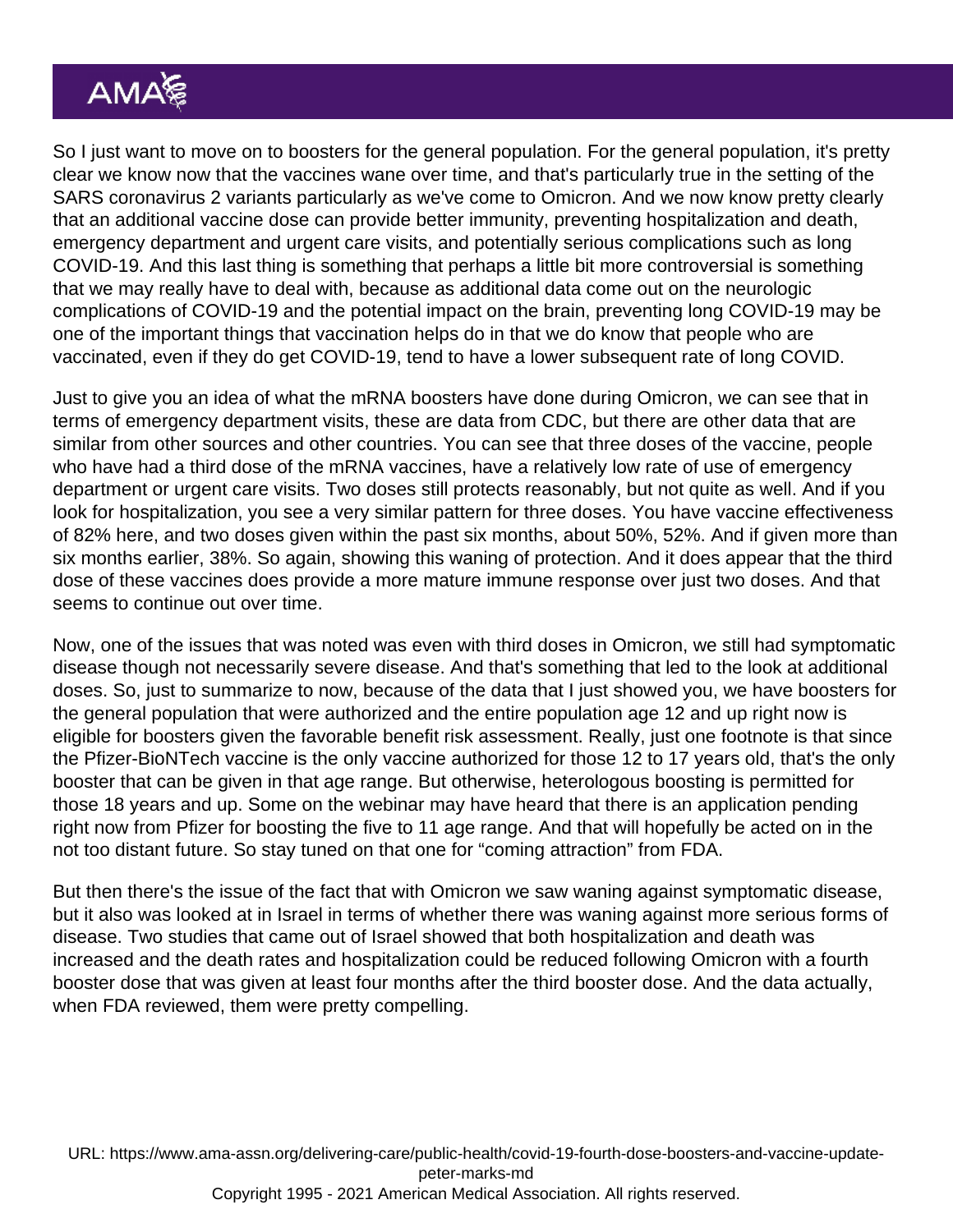So I just want to move on to boosters for the general population. For the general population, it's pretty clear we know now that the vaccines wane over time, and that's particularly true in the setting of the SARS coronavirus 2 variants particularly as we've come to Omicron. And we now know pretty clearly that an additional vaccine dose can provide better immunity, preventing hospitalization and death, emergency department and urgent care visits, and potentially serious complications such as long COVID-19. And this last thing is something that perhaps a little bit more controversial is something that we may really have to deal with, because as additional data come out on the neurologic complications of COVID-19 and the potential impact on the brain, preventing long COVID-19 may be one of the important things that vaccination helps do in that we do know that people who are vaccinated, even if they do get COVID-19, tend to have a lower subsequent rate of long COVID.

Just to give you an idea of what the mRNA boosters have done during Omicron, we can see that in terms of emergency department visits, these are data from CDC, but there are other data that are similar from other sources and other countries. You can see that three doses of the vaccine, people who have had a third dose of the mRNA vaccines, have a relatively low rate of use of emergency department or urgent care visits. Two doses still protects reasonably, but not quite as well. And if you look for hospitalization, you see a very similar pattern for three doses. You have vaccine effectiveness of 82% here, and two doses given within the past six months, about 50%, 52%. And if given more than six months earlier, 38%. So again, showing this waning of protection. And it does appear that the third dose of these vaccines does provide a more mature immune response over just two doses. And that seems to continue out over time.

Now, one of the issues that was noted was even with third doses in Omicron, we still had symptomatic disease though not necessarily severe disease. And that's something that led to the look at additional doses. So, just to summarize to now, because of the data that I just showed you, we have boosters for the general population that were authorized and the entire population age 12 and up right now is eligible for boosters given the favorable benefit risk assessment. Really, just one footnote is that since the Pfizer-BioNTech vaccine is the only vaccine authorized for those 12 to 17 years old, that's the only booster that can be given in that age range. But otherwise, heterologous boosting is permitted for those 18 years and up. Some on the webinar may have heard that there is an application pending right now from Pfizer for boosting the five to 11 age range. And that will hopefully be acted on in the not too distant future. So stay tuned on that one for "coming attraction" from FDA.

But then there's the issue of the fact that with Omicron we saw waning against symptomatic disease, but it also was looked at in Israel in terms of whether there was waning against more serious forms of disease. Two studies that came out of Israel showed that both hospitalization and death was increased and the death rates and hospitalization could be reduced following Omicron with a fourth booster dose that was given at least four months after the third booster dose. And the data actually, when FDA reviewed, them were pretty compelling.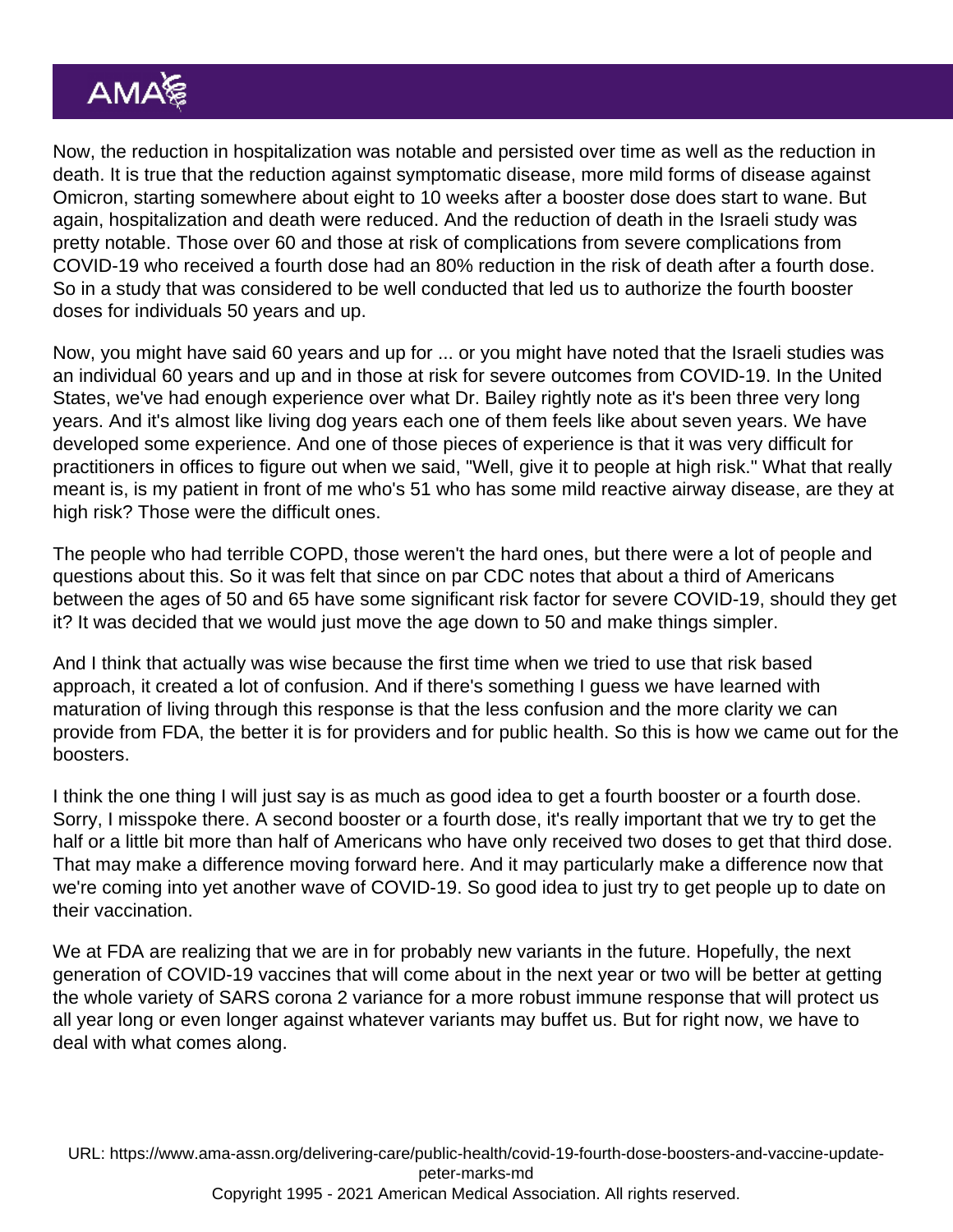Now, the reduction in hospitalization was notable and persisted over time as well as the reduction in death. It is true that the reduction against symptomatic disease, more mild forms of disease against Omicron, starting somewhere about eight to 10 weeks after a booster dose does start to wane. But again, hospitalization and death were reduced. And the reduction of death in the Israeli study was pretty notable. Those over 60 and those at risk of complications from severe complications from COVID-19 who received a fourth dose had an 80% reduction in the risk of death after a fourth dose. So in a study that was considered to be well conducted that led us to authorize the fourth booster doses for individuals 50 years and up.

Now, you might have said 60 years and up for ... or you might have noted that the Israeli studies was an individual 60 years and up and in those at risk for severe outcomes from COVID-19. In the United States, we've had enough experience over what Dr. Bailey rightly note as it's been three very long years. And it's almost like living dog years each one of them feels like about seven years. We have developed some experience. And one of those pieces of experience is that it was very difficult for practitioners in offices to figure out when we said, "Well, give it to people at high risk." What that really meant is, is my patient in front of me who's 51 who has some mild reactive airway disease, are they at high risk? Those were the difficult ones.

The people who had terrible COPD, those weren't the hard ones, but there were a lot of people and questions about this. So it was felt that since on par CDC notes that about a third of Americans between the ages of 50 and 65 have some significant risk factor for severe COVID-19, should they get it? It was decided that we would just move the age down to 50 and make things simpler.

And I think that actually was wise because the first time when we tried to use that risk based approach, it created a lot of confusion. And if there's something I guess we have learned with maturation of living through this response is that the less confusion and the more clarity we can provide from FDA, the better it is for providers and for public health. So this is how we came out for the boosters.

I think the one thing I will just say is as much as good idea to get a fourth booster or a fourth dose. Sorry, I misspoke there. A second booster or a fourth dose, it's really important that we try to get the half or a little bit more than half of Americans who have only received two doses to get that third dose. That may make a difference moving forward here. And it may particularly make a difference now that we're coming into yet another wave of COVID-19. So good idea to just try to get people up to date on their vaccination.

We at FDA are realizing that we are in for probably new variants in the future. Hopefully, the next generation of COVID-19 vaccines that will come about in the next year or two will be better at getting the whole variety of SARS corona 2 variance for a more robust immune response that will protect us all year long or even longer against whatever variants may buffet us. But for right now, we have to deal with what comes along.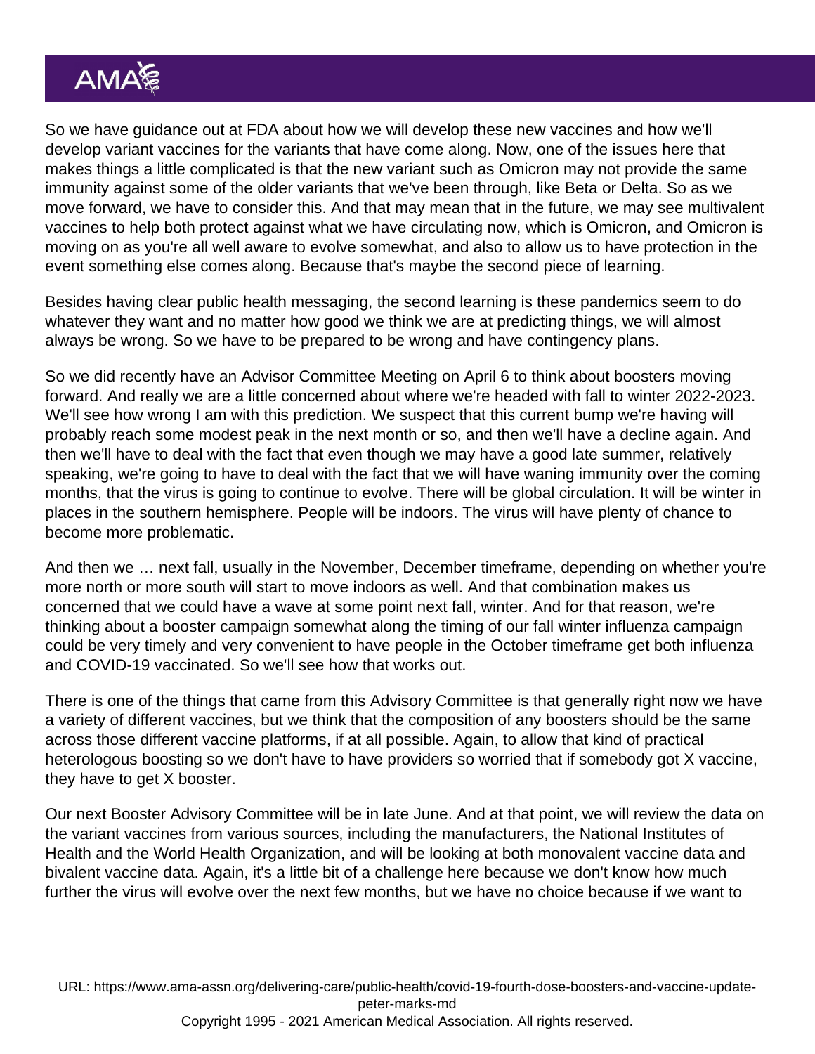So we have guidance out at FDA about how we will develop these new vaccines and how we'll develop variant vaccines for the variants that have come along. Now, one of the issues here that makes things a little complicated is that the new variant such as Omicron may not provide the same immunity against some of the older variants that we've been through, like Beta or Delta. So as we move forward, we have to consider this. And that may mean that in the future, we may see multivalent vaccines to help both protect against what we have circulating now, which is Omicron, and Omicron is moving on as you're all well aware to evolve somewhat, and also to allow us to have protection in the event something else comes along. Because that's maybe the second piece of learning.

Besides having clear public health messaging, the second learning is these pandemics seem to do whatever they want and no matter how good we think we are at predicting things, we will almost always be wrong. So we have to be prepared to be wrong and have contingency plans.

So we did recently have an Advisor Committee Meeting on April 6 to think about boosters moving forward. And really we are a little concerned about where we're headed with fall to winter 2022-2023. We'll see how wrong I am with this prediction. We suspect that this current bump we're having will probably reach some modest peak in the next month or so, and then we'll have a decline again. And then we'll have to deal with the fact that even though we may have a good late summer, relatively speaking, we're going to have to deal with the fact that we will have waning immunity over the coming months, that the virus is going to continue to evolve. There will be global circulation. It will be winter in places in the southern hemisphere. People will be indoors. The virus will have plenty of chance to become more problematic.

And then we … next fall, usually in the November, December timeframe, depending on whether you're more north or more south will start to move indoors as well. And that combination makes us concerned that we could have a wave at some point next fall, winter. And for that reason, we're thinking about a booster campaign somewhat along the timing of our fall winter influenza campaign could be very timely and very convenient to have people in the October timeframe get both influenza and COVID-19 vaccinated. So we'll see how that works out.

There is one of the things that came from this Advisory Committee is that generally right now we have a variety of different vaccines, but we think that the composition of any boosters should be the same across those different vaccine platforms, if at all possible. Again, to allow that kind of practical heterologous boosting so we don't have to have providers so worried that if somebody got X vaccine, they have to get X booster.

Our next Booster Advisory Committee will be in late June. And at that point, we will review the data on the variant vaccines from various sources, including the manufacturers, the National Institutes of Health and the World Health Organization, and will be looking at both monovalent vaccine data and bivalent vaccine data. Again, it's a little bit of a challenge here because we don't know how much further the virus will evolve over the next few months, but we have no choice because if we want to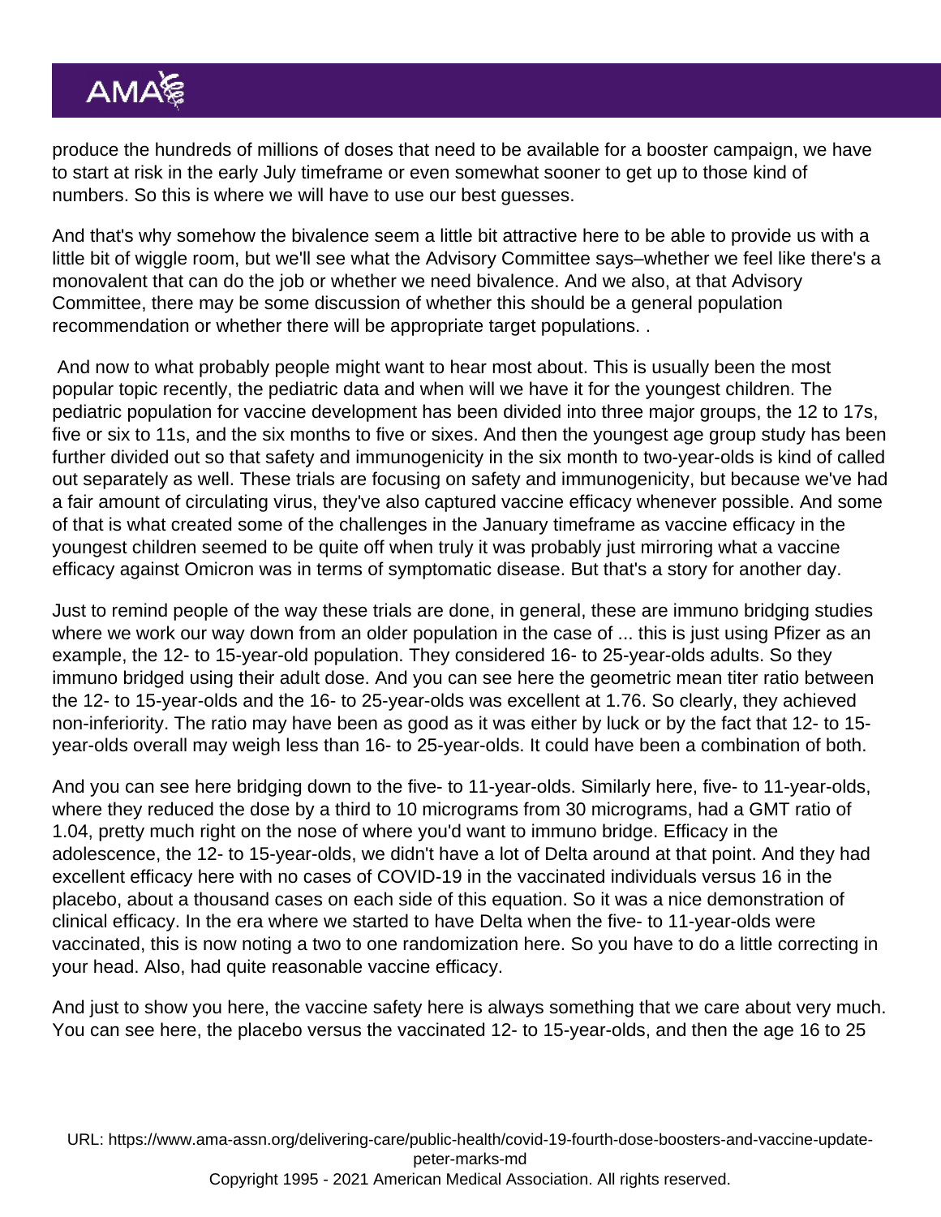produce the hundreds of millions of doses that need to be available for a booster campaign, we have to start at risk in the early July timeframe or even somewhat sooner to get up to those kind of numbers. So this is where we will have to use our best guesses.

And that's why somehow the bivalence seem a little bit attractive here to be able to provide us with a little bit of wiggle room, but we'll see what the Advisory Committee says–whether we feel like there's a monovalent that can do the job or whether we need bivalence. And we also, at that Advisory Committee, there may be some discussion of whether this should be a general population recommendation or whether there will be appropriate target populations. .

And now to what probably people might want to hear most about. This is usually been the most popular topic recently, the pediatric data and when will we have it for the youngest children. The pediatric population for vaccine development has been divided into three major groups, the 12 to 17s, five or six to 11s, and the six months to five or sixes. And then the youngest age group study has been further divided out so that safety and immunogenicity in the six month to two-year-olds is kind of called out separately as well. These trials are focusing on safety and immunogenicity, but because we've had a fair amount of circulating virus, they've also captured vaccine efficacy whenever possible. And some of that is what created some of the challenges in the January timeframe as vaccine efficacy in the youngest children seemed to be quite off when truly it was probably just mirroring what a vaccine efficacy against Omicron was in terms of symptomatic disease. But that's a story for another day.

Just to remind people of the way these trials are done, in general, these are immuno bridging studies where we work our way down from an older population in the case of ... this is just using Pfizer as an example, the 12- to 15-year-old population. They considered 16- to 25-year-olds adults. So they immuno bridged using their adult dose. And you can see here the geometric mean titer ratio between the 12- to 15-year-olds and the 16- to 25-year-olds was excellent at 1.76. So clearly, they achieved non-inferiority. The ratio may have been as good as it was either by luck or by the fact that 12- to 15-year-olds overall may weigh less than 16- to 25-year-olds. It could have been a combination of both.

And you can see here bridging down to the five- to 11-year-olds. Similarly here, five- to 11-year-olds, where they reduced the dose by a third to 10 micrograms from 30 micrograms, had a GMT ratio of 1.04, pretty much right on the nose of where you'd want to immuno bridge. Efficacy in the adolescence, the 12- to 15-year-olds, we didn't have a lot of Delta around at that point. And they had excellent efficacy here with no cases of COVID-19 in the vaccinated individuals versus 16 in the placebo, about a thousand cases on each side of this equation. So it was a nice demonstration of clinical efficacy. In the era where we started to have Delta when the five- to 11-year-olds were vaccinated, this is now noting a two to one randomization here. So you have to do a little correcting in your head. Also, had quite reasonable vaccine efficacy.

And just to show you here, the vaccine safety here is always something that we care about very much. You can see here, the placebo versus the vaccinated 12- to 15-year-olds, and then the age 16 to 25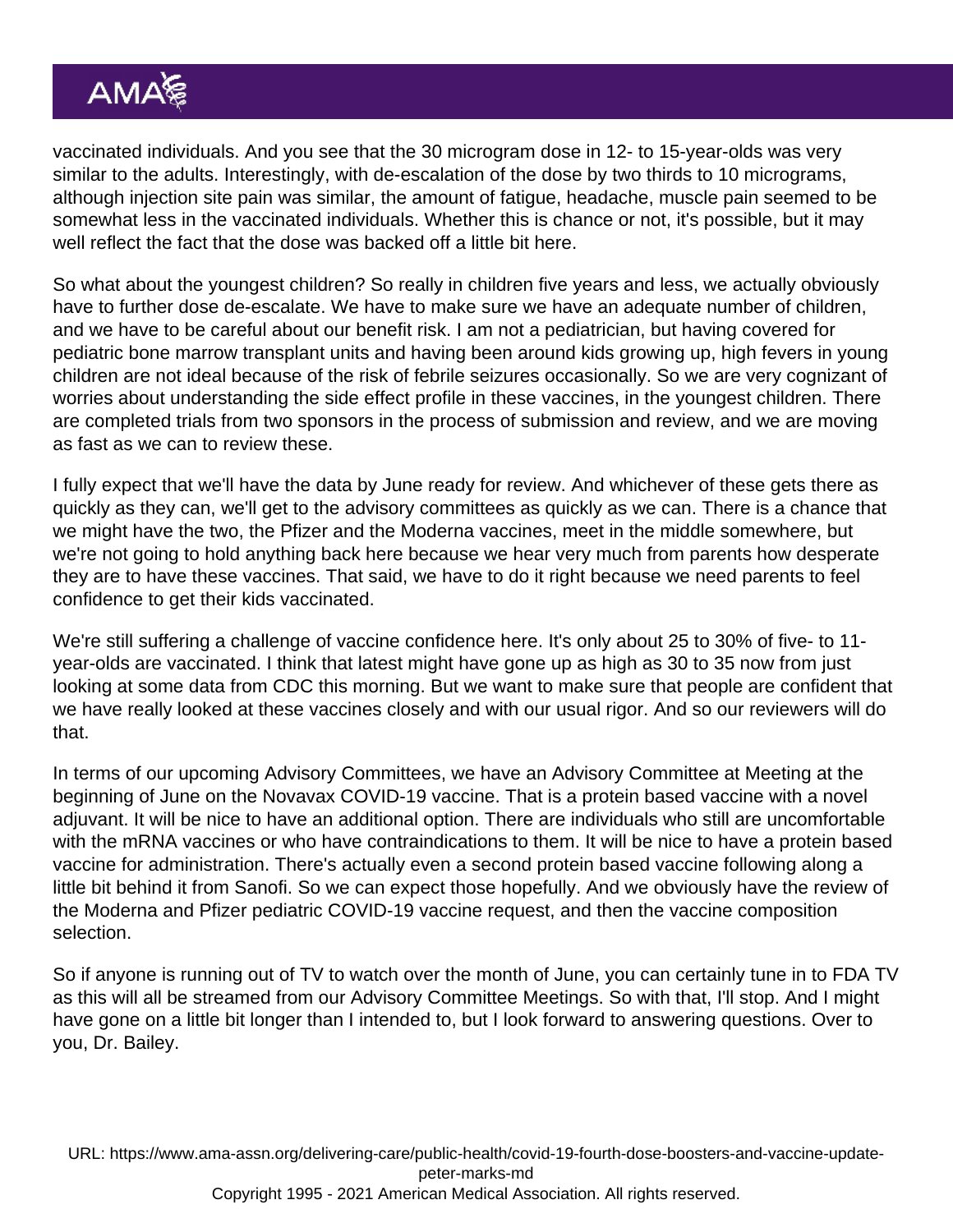vaccinated individuals. And you see that the 30 microgram dose in 12- to 15-year-olds was very similar to the adults. Interestingly, with de-escalation of the dose by two thirds to 10 micrograms, although injection site pain was similar, the amount of fatigue, headache, muscle pain seemed to be somewhat less in the vaccinated individuals. Whether this is chance or not, it's possible, but it may well reflect the fact that the dose was backed off a little bit here.

So what about the youngest children? So really in children five years and less, we actually obviously have to further dose de-escalate. We have to make sure we have an adequate number of children, and we have to be careful about our benefit risk. I am not a pediatrician, but having covered for pediatric bone marrow transplant units and having been around kids growing up, high fevers in young children are not ideal because of the risk of febrile seizures occasionally. So we are very cognizant of worries about understanding the side effect profile in these vaccines, in the youngest children. There are completed trials from two sponsors in the process of submission and review, and we are moving as fast as we can to review these.

I fully expect that we'll have the data by June ready for review. And whichever of these gets there as quickly as they can, we'll get to the advisory committees as quickly as we can. There is a chance that we might have the two, the Pfizer and the Moderna vaccines, meet in the middle somewhere, but we're not going to hold anything back here because we hear very much from parents how desperate they are to have these vaccines. That said, we have to do it right because we need parents to feel confidence to get their kids vaccinated.

We're still suffering a challenge of vaccine confidence here. It's only about 25 to 30% of five- to 11-year-olds are vaccinated. I think that latest might have gone up as high as 30 to 35 now from just looking at some data from CDC this morning. But we want to make sure that people are confident that we have really looked at these vaccines closely and with our usual rigor. And so our reviewers will do that.

In terms of our upcoming Advisory Committees, we have an Advisory Committee at Meeting at the beginning of June on the Novavax COVID-19 vaccine. That is a protein based vaccine with a novel adjuvant. It will be nice to have an additional option. There are individuals who still are uncomfortable with the mRNA vaccines or who have contraindications to them. It will be nice to have a protein based vaccine for administration. There's actually even a second protein based vaccine following along a little bit behind it from Sanofi. So we can expect those hopefully. And we obviously have the review of the Moderna and Pfizer pediatric COVID-19 vaccine request, and then the vaccine composition selection.

So if anyone is running out of TV to watch over the month of June, you can certainly tune in to FDA TV as this will all be streamed from our Advisory Committee Meetings. So with that, I'll stop. And I might have gone on a little bit longer than I intended to, but I look forward to answering questions. Over to you, Dr. Bailey.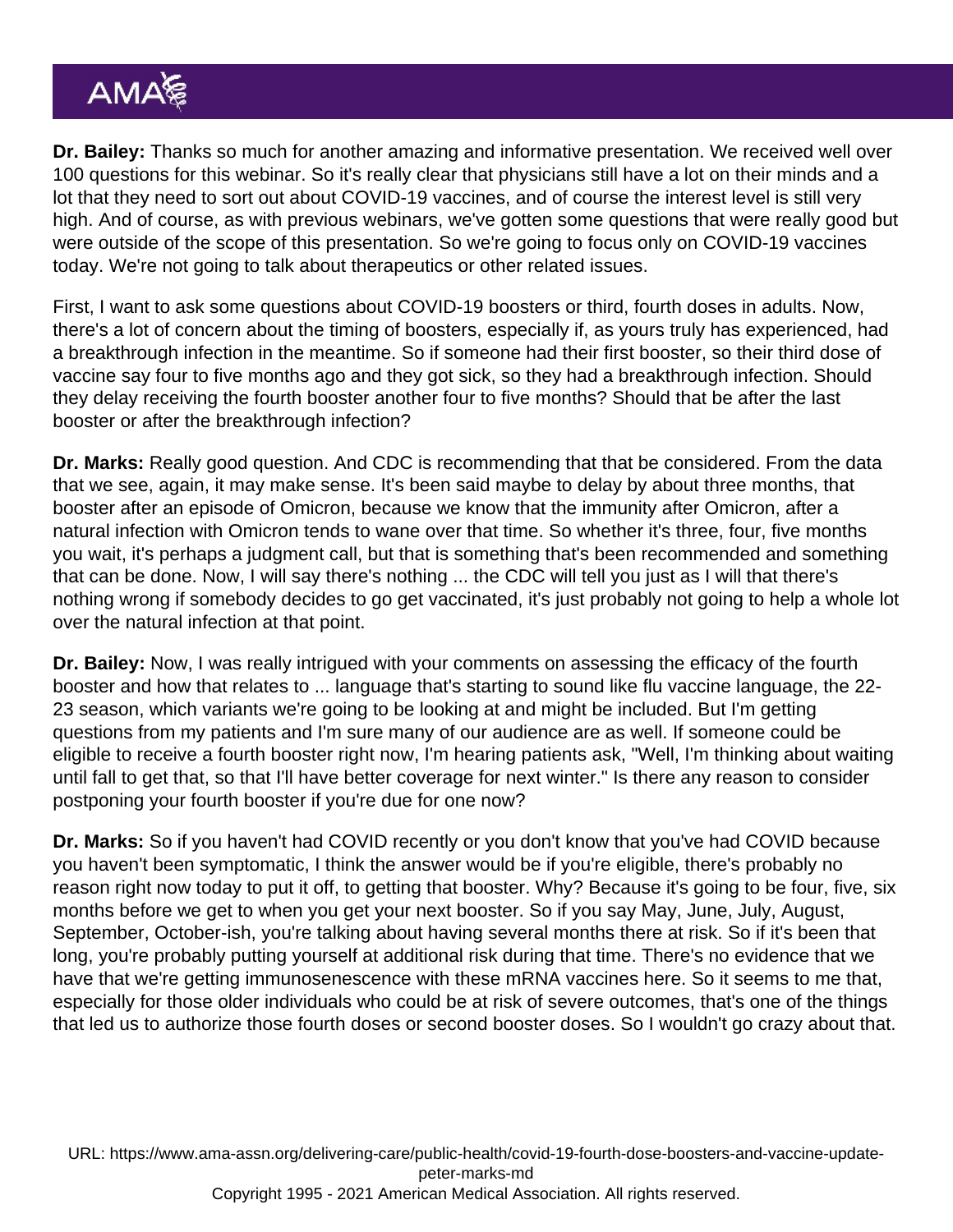**Dr. Bailey:** Thanks so much for another amazing and informative presentation. We received well over 100 questions for this webinar. So it's really clear that physicians still have a lot on their minds and a lot that they need to sort out about COVID-19 vaccines, and of course the interest level is still very high. And of course, as with previous webinars, we've gotten some questions that were really good but were outside of the scope of this presentation. So we're going to focus only on COVID-19 vaccines today. We're not going to talk about therapeutics or other related issues.

First, I want to ask some questions about COVID-19 boosters or third, fourth doses in adults. Now, there's a lot of concern about the timing of boosters, especially if, as yours truly has experienced, had a breakthrough infection in the meantime. So if someone had their first booster, so their third dose of vaccine say four to five months ago and they got sick, so they had a breakthrough infection. Should they delay receiving the fourth booster another four to five months? Should that be after the last booster or after the breakthrough infection?

**Dr. Marks:** Really good question. And CDC is recommending that that be considered. From the data that we see, again, it may make sense. It's been said maybe to delay by about three months, that booster after an episode of Omicron, because we know that the immunity after Omicron, after a natural infection with Omicron tends to wane over that time. So whether it's three, four, five months you wait, it's perhaps a judgment call, but that is something that's been recommended and something that can be done. Now, I will say there's nothing ... the CDC will tell you just as I will that there's nothing wrong if somebody decides to go get vaccinated, it's just probably not going to help a whole lot over the natural infection at that point.

**Dr. Bailey:** Now, I was really intrigued with your comments on assessing the efficacy of the fourth booster and how that relates to ... language that's starting to sound like flu vaccine language, the 22-23 season, which variants we're going to be looking at and might be included. But I'm getting questions from my patients and I'm sure many of our audience are as well. If someone could be eligible to receive a fourth booster right now, I'm hearing patients ask, "Well, I'm thinking about waiting until fall to get that, so that I'll have better coverage for next winter." Is there any reason to consider postponing your fourth booster if you're due for one now?

**Dr. Marks:** So if you haven't had COVID recently or you don't know that you've had COVID because you haven't been symptomatic, I think the answer would be if you're eligible, there's probably no reason right now today to put it off, to getting that booster. Why? Because it's going to be four, five, six months before we get to when you get your next booster. So if you say May, June, July, August, September, October-ish, you're talking about having several months there at risk. So if it's been that long, you're probably putting yourself at additional risk during that time. There's no evidence that we have that we're getting immunosenescence with these mRNA vaccines here. So it seems to me that, especially for those older individuals who could be at risk of severe outcomes, that's one of the things that led us to authorize those fourth doses or second booster doses. So I wouldn't go crazy about that.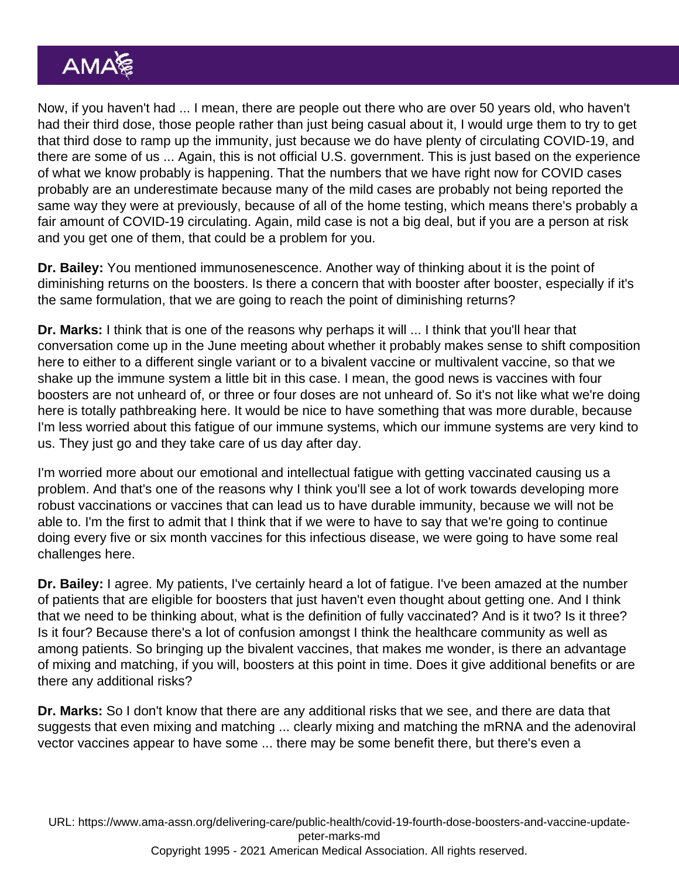Now, if you haven't had ... I mean, there are people out there who are over 50 years old, who haven't had their third dose, those people rather than just being casual about it, I would urge them to try to get that third dose to ramp up the immunity, just because we do have plenty of circulating COVID-19, and there are some of us ... Again, this is not official U.S. government. This is just based on the experience of what we know probably is happening. That the numbers that we have right now for COVID cases probably are an underestimate because many of the mild cases are probably not being reported the same way they were at previously, because of all of the home testing, which means there's probably a fair amount of COVID-19 circulating. Again, mild case is not a big deal, but if you are a person at risk and you get one of them, that could be a problem for you.

**Dr. Bailey:** You mentioned immunosenescence. Another way of thinking about it is the point of diminishing returns on the boosters. Is there a concern that with booster after booster, especially if it's the same formulation, that we are going to reach the point of diminishing returns?

**Dr. Marks:** I think that is one of the reasons why perhaps it will ... I think that you'll hear that conversation come up in the June meeting about whether it probably makes sense to shift composition here to either to a different single variant or to a bivalent vaccine or multivalent vaccine, so that we shake up the immune system a little bit in this case. I mean, the good news is vaccines with four boosters are not unheard of, or three or four doses are not unheard of. So it's not like what we're doing here is totally pathbreaking here. It would be nice to have something that was more durable, because I'm less worried about this fatigue of our immune systems, which our immune systems are very kind to us. They just go and they take care of us day after day.

I'm worried more about our emotional and intellectual fatigue with getting vaccinated causing us a problem. And that's one of the reasons why I think you'll see a lot of work towards developing more robust vaccinations or vaccines that can lead us to have durable immunity, because we will not be able to. I'm the first to admit that I think that if we were to have to say that we're going to continue doing every five or six month vaccines for this infectious disease, we were going to have some real challenges here.

**Dr. Bailey:** I agree. My patients, I've certainly heard a lot of fatigue. I've been amazed at the number of patients that are eligible for boosters that just haven't even thought about getting one. And I think that we need to be thinking about, what is the definition of fully vaccinated? And is it two? Is it three? Is it four? Because there's a lot of confusion amongst I think the healthcare community as well as among patients. So bringing up the bivalent vaccines, that makes me wonder, is there an advantage of mixing and matching, if you will, boosters at this point in time. Does it give additional benefits or are there any additional risks?

**Dr. Marks:** So I don't know that there are any additional risks that we see, and there are data that suggests that even mixing and matching ... clearly mixing and matching the mRNA and the adenoviral vector vaccines appear to have some ... there may be some benefit there, but there's even a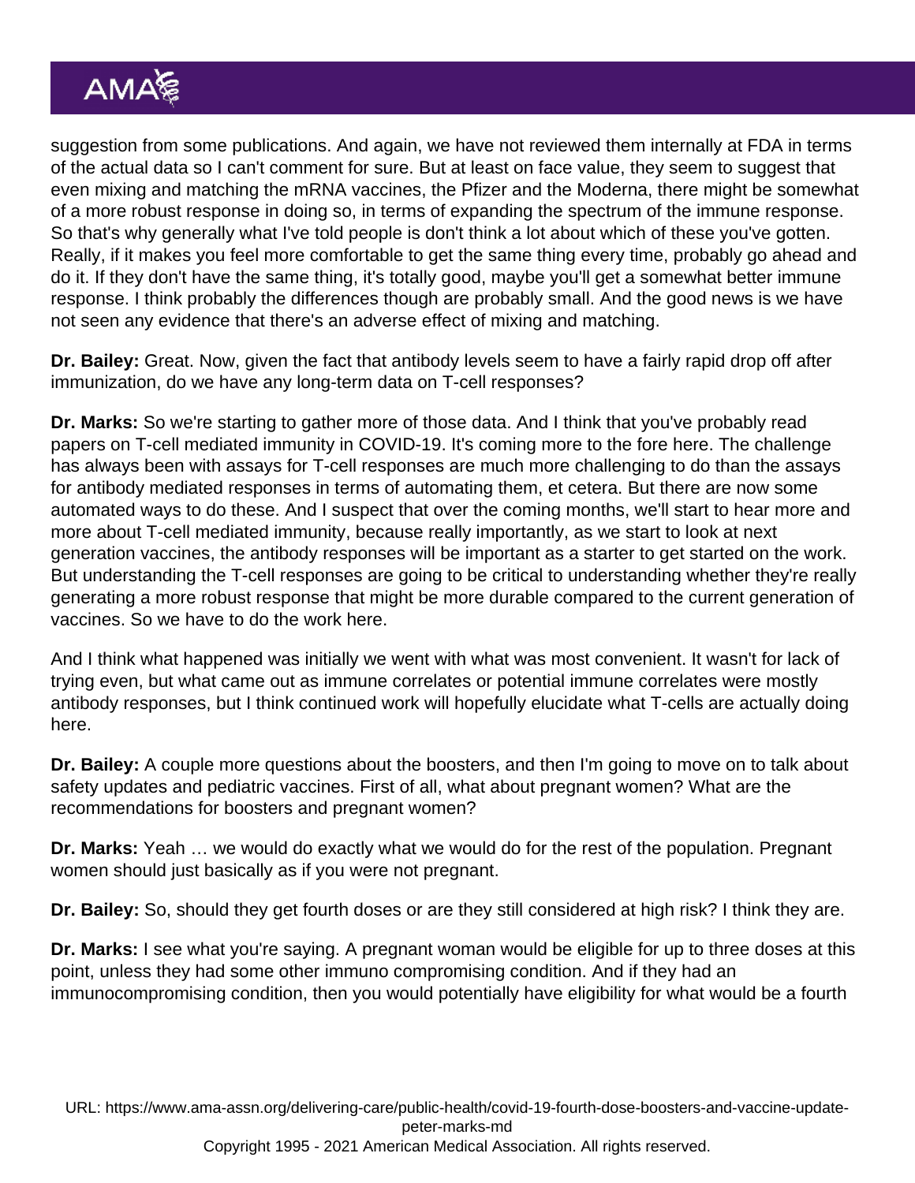suggestion from some publications. And again, we have not reviewed them internally at FDA in terms of the actual data so I can't comment for sure. But at least on face value, they seem to suggest that even mixing and matching the mRNA vaccines, the Pfizer and the Moderna, there might be somewhat of a more robust response in doing so, in terms of expanding the spectrum of the immune response. So that's why generally what I've told people is don't think a lot about which of these you've gotten. Really, if it makes you feel more comfortable to get the same thing every time, probably go ahead and do it. If they don't have the same thing, it's totally good, maybe you'll get a somewhat better immune response. I think probably the differences though are probably small. And the good news is we have not seen any evidence that there's an adverse effect of mixing and matching.

**Dr. Bailey:** Great. Now, given the fact that antibody levels seem to have a fairly rapid drop off after immunization, do we have any long-term data on T-cell responses?

**Dr. Marks:** So we're starting to gather more of those data. And I think that you've probably read papers on T-cell mediated immunity in COVID-19. It's coming more to the fore here. The challenge has always been with assays for T-cell responses are much more challenging to do than the assays for antibody mediated responses in terms of automating them, et cetera. But there are now some automated ways to do these. And I suspect that over the coming months, we'll start to hear more and more about T-cell mediated immunity, because really importantly, as we start to look at next generation vaccines, the antibody responses will be important as a starter to get started on the work. But understanding the T-cell responses are going to be critical to understanding whether they're really generating a more robust response that might be more durable compared to the current generation of vaccines. So we have to do the work here.

And I think what happened was initially we went with what was most convenient. It wasn't for lack of trying even, but what came out as immune correlates or potential immune correlates were mostly antibody responses, but I think continued work will hopefully elucidate what T-cells are actually doing here.

**Dr. Bailey:** A couple more questions about the boosters, and then I'm going to move on to talk about safety updates and pediatric vaccines. First of all, what about pregnant women? What are the recommendations for boosters and pregnant women?

**Dr. Marks:** Yeah … we would do exactly what we would do for the rest of the population. Pregnant women should just basically as if you were not pregnant.

**Dr. Bailey:** So, should they get fourth doses or are they still considered at high risk? I think they are.

**Dr. Marks:** I see what you're saying. A pregnant woman would be eligible for up to three doses at this point, unless they had some other immuno compromising condition. And if they had an immunocompromising condition, then you would potentially have eligibility for what would be a fourth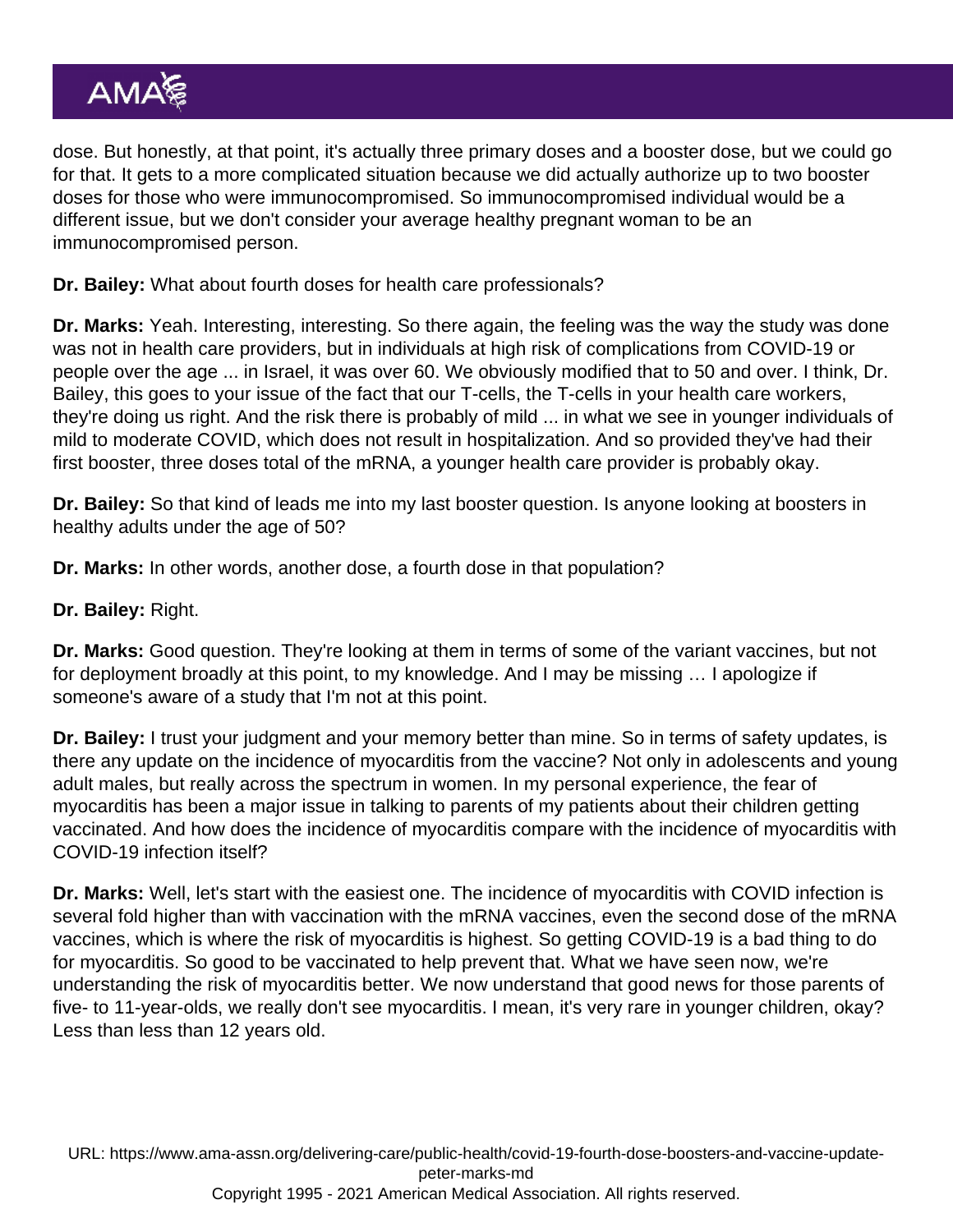dose. But honestly, at that point, it's actually three primary doses and a booster dose, but we could go for that. It gets to a more complicated situation because we did actually authorize up to two booster doses for those who were immunocompromised. So immunocompromised individual would be a different issue, but we don't consider your average healthy pregnant woman to be an immunocompromised person.

**Dr. Bailey:** What about fourth doses for health care professionals?

**Dr. Marks:** Yeah. Interesting, interesting. So there again, the feeling was the way the study was done was not in health care providers, but in individuals at high risk of complications from COVID-19 or people over the age ... in Israel, it was over 60. We obviously modified that to 50 and over. I think, Dr. Bailey, this goes to your issue of the fact that our T-cells, the T-cells in your health care workers, they're doing us right. And the risk there is probably of mild ... in what we see in younger individuals of mild to moderate COVID, which does not result in hospitalization. And so provided they've had their first booster, three doses total of the mRNA, a younger health care provider is probably okay.

**Dr. Bailey:** So that kind of leads me into my last booster question. Is anyone looking at boosters in healthy adults under the age of 50?

**Dr. Marks:** In other words, another dose, a fourth dose in that population?

**Dr. Bailey:** Right.

**Dr. Marks:** Good question. They're looking at them in terms of some of the variant vaccines, but not for deployment broadly at this point, to my knowledge. And I may be missing … I apologize if someone's aware of a study that I'm not at this point.

**Dr. Bailey:** I trust your judgment and your memory better than mine. So in terms of safety updates, is there any update on the incidence of myocarditis from the vaccine? Not only in adolescents and young adult males, but really across the spectrum in women. In my personal experience, the fear of myocarditis has been a major issue in talking to parents of my patients about their children getting vaccinated. And how does the incidence of myocarditis compare with the incidence of myocarditis with COVID-19 infection itself?

**Dr. Marks:** Well, let's start with the easiest one. The incidence of myocarditis with COVID infection is several fold higher than with vaccination with the mRNA vaccines, even the second dose of the mRNA vaccines, which is where the risk of myocarditis is highest. So getting COVID-19 is a bad thing to do for myocarditis. So good to be vaccinated to help prevent that. What we have seen now, we're understanding the risk of myocarditis better. We now understand that good news for those parents of five- to 11-year-olds, we really don't see myocarditis. I mean, it's very rare in younger children, okay? Less than less than 12 years old.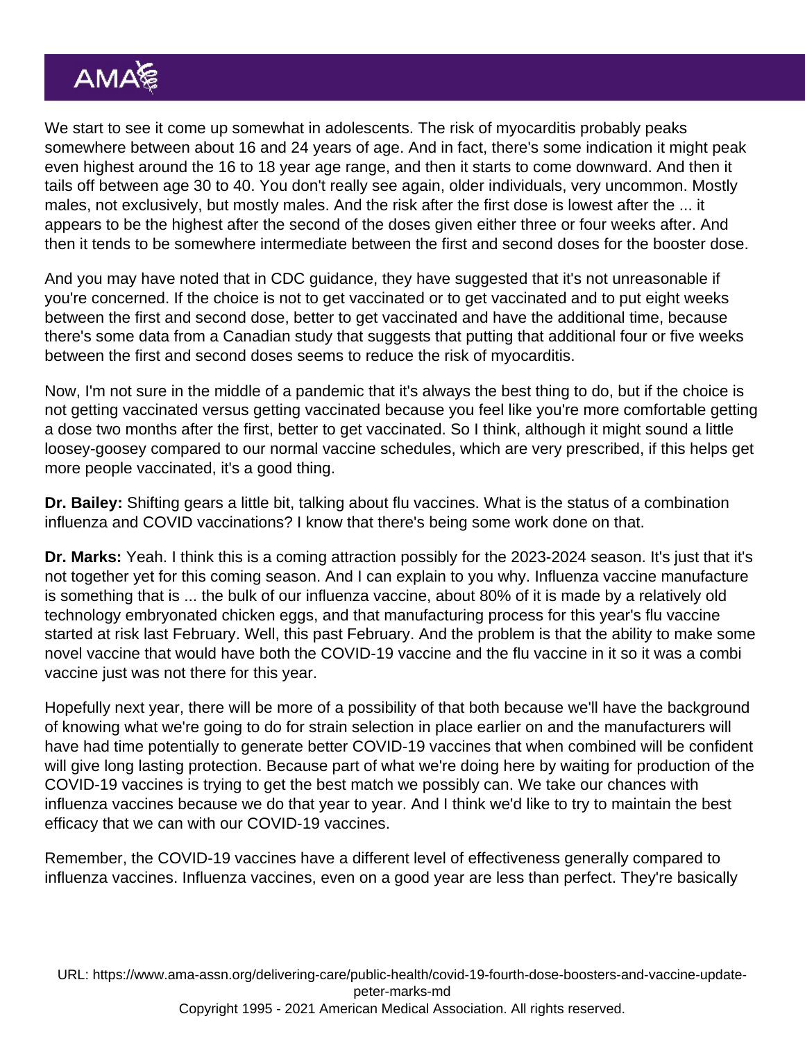We start to see it come up somewhat in adolescents. The risk of myocarditis probably peaks somewhere between about 16 and 24 years of age. And in fact, there's some indication it might peak even highest around the 16 to 18 year age range, and then it starts to come downward. And then it tails off between age 30 to 40. You don't really see again, older individuals, very uncommon. Mostly males, not exclusively, but mostly males. And the risk after the first dose is lowest after the ... it appears to be the highest after the second of the doses given either three or four weeks after. And then it tends to be somewhere intermediate between the first and second doses for the booster dose.

And you may have noted that in CDC guidance, they have suggested that it's not unreasonable if you're concerned. If the choice is not to get vaccinated or to get vaccinated and to put eight weeks between the first and second dose, better to get vaccinated and have the additional time, because there's some data from a Canadian study that suggests that putting that additional four or five weeks between the first and second doses seems to reduce the risk of myocarditis.

Now, I'm not sure in the middle of a pandemic that it's always the best thing to do, but if the choice is not getting vaccinated versus getting vaccinated because you feel like you're more comfortable getting a dose two months after the first, better to get vaccinated. So I think, although it might sound a little loosey-goosey compared to our normal vaccine schedules, which are very prescribed, if this helps get more people vaccinated, it's a good thing.

**Dr. Bailey:** Shifting gears a little bit, talking about flu vaccines. What is the status of a combination influenza and COVID vaccinations? I know that there's being some work done on that.

**Dr. Marks:** Yeah. I think this is a coming attraction possibly for the 2023-2024 season. It's just that it's not together yet for this coming season. And I can explain to you why. Influenza vaccine manufacture is something that is ... the bulk of our influenza vaccine, about 80% of it is made by a relatively old technology embryonated chicken eggs, and that manufacturing process for this year's flu vaccine started at risk last February. Well, this past February. And the problem is that the ability to make some novel vaccine that would have both the COVID-19 vaccine and the flu vaccine in it so it was a combi vaccine just was not there for this year.

Hopefully next year, there will be more of a possibility of that both because we'll have the background of knowing what we're going to do for strain selection in place earlier on and the manufacturers will have had time potentially to generate better COVID-19 vaccines that when combined will be confident will give long lasting protection. Because part of what we're doing here by waiting for production of the COVID-19 vaccines is trying to get the best match we possibly can. We take our chances with influenza vaccines because we do that year to year. And I think we'd like to try to maintain the best efficacy that we can with our COVID-19 vaccines.

Remember, the COVID-19 vaccines have a different level of effectiveness generally compared to influenza vaccines. Influenza vaccines, even on a good year are less than perfect. They're basically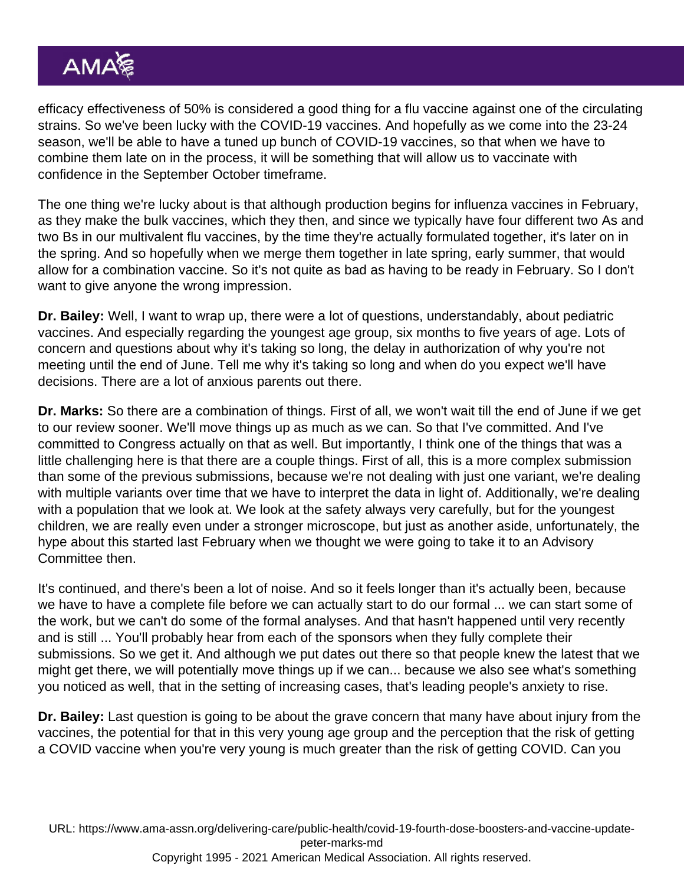efficacy effectiveness of 50% is considered a good thing for a flu vaccine against one of the circulating strains. So we've been lucky with the COVID-19 vaccines. And hopefully as we come into the 23-24 season, we'll be able to have a tuned up bunch of COVID-19 vaccines, so that when we have to combine them late on in the process, it will be something that will allow us to vaccinate with confidence in the September October timeframe.

The one thing we're lucky about is that although production begins for influenza vaccines in February, as they make the bulk vaccines, which they then, and since we typically have four different two As and two Bs in our multivalent flu vaccines, by the time they're actually formulated together, it's later on in the spring. And so hopefully when we merge them together in late spring, early summer, that would allow for a combination vaccine. So it's not quite as bad as having to be ready in February. So I don't want to give anyone the wrong impression.

**Dr. Bailey:** Well, I want to wrap up, there were a lot of questions, understandably, about pediatric vaccines. And especially regarding the youngest age group, six months to five years of age. Lots of concern and questions about why it's taking so long, the delay in authorization of why you're not meeting until the end of June. Tell me why it's taking so long and when do you expect we'll have decisions. There are a lot of anxious parents out there.

**Dr. Marks:** So there are a combination of things. First of all, we won't wait till the end of June if we get to our review sooner. We'll move things up as much as we can. So that I've committed. And I've committed to Congress actually on that as well. But importantly, I think one of the things that was a little challenging here is that there are a couple things. First of all, this is a more complex submission than some of the previous submissions, because we're not dealing with just one variant, we're dealing with multiple variants over time that we have to interpret the data in light of. Additionally, we're dealing with a population that we look at. We look at the safety always very carefully, but for the youngest children, we are really even under a stronger microscope, but just as another aside, unfortunately, the hype about this started last February when we thought we were going to take it to an Advisory Committee then.

It's continued, and there's been a lot of noise. And so it feels longer than it's actually been, because we have to have a complete file before we can actually start to do our formal ... we can start some of the work, but we can't do some of the formal analyses. And that hasn't happened until very recently and is still ... You'll probably hear from each of the sponsors when they fully complete their submissions. So we get it. And although we put dates out there so that people knew the latest that we might get there, we will potentially move things up if we can... because we also see what's something you noticed as well, that in the setting of increasing cases, that's leading people's anxiety to rise.

**Dr. Bailey:** Last question is going to be about the grave concern that many have about injury from the vaccines, the potential for that in this very young age group and the perception that the risk of getting a COVID vaccine when you're very young is much greater than the risk of getting COVID. Can you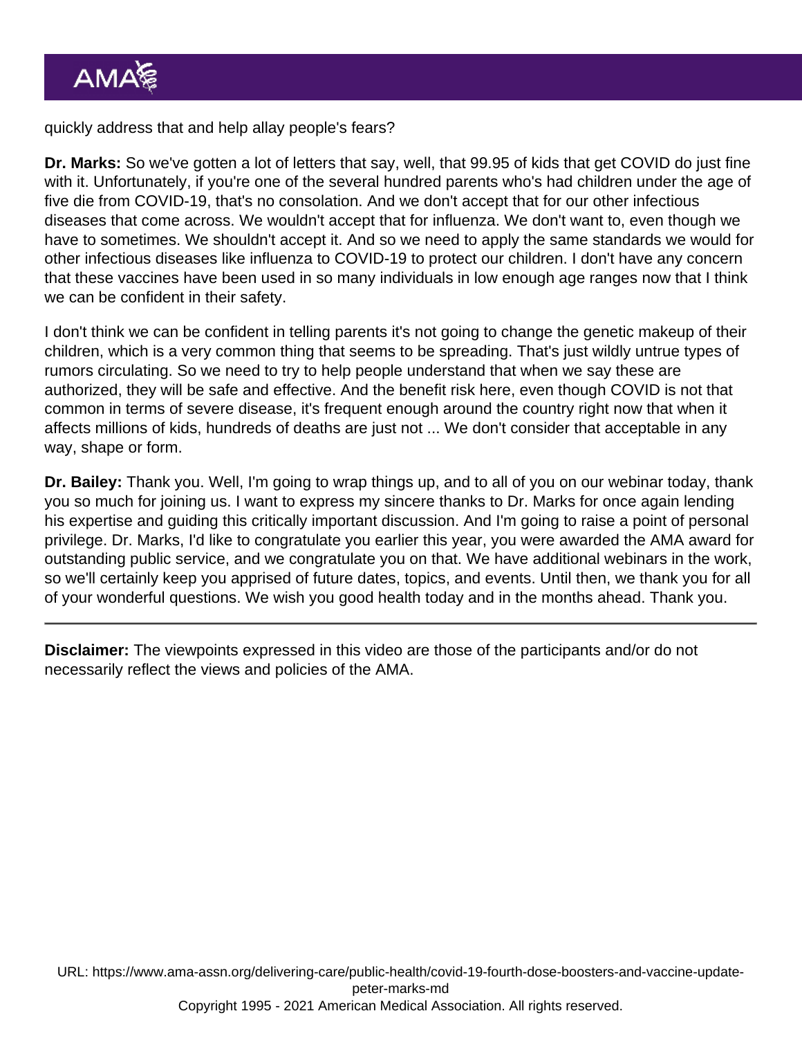quickly address that and help allay people's fears?

**Dr. Marks:** So we've gotten a lot of letters that say, well, that 99.95 of kids that get COVID do just fine with it. Unfortunately, if you're one of the several hundred parents who's had children under the age of five die from COVID-19, that's no consolation. And we don't accept that for our other infectious diseases that come across. We wouldn't accept that for influenza. We don't want to, even though we have to sometimes. We shouldn't accept it. And so we need to apply the same standards we would for other infectious diseases like influenza to COVID-19 to protect our children. I don't have any concern that these vaccines have been used in so many individuals in low enough age ranges now that I think we can be confident in their safety.

I don't think we can be confident in telling parents it's not going to change the genetic makeup of their children, which is a very common thing that seems to be spreading. That's just wildly untrue types of rumors circulating. So we need to try to help people understand that when we say these are authorized, they will be safe and effective. And the benefit risk here, even though COVID is not that common in terms of severe disease, it's frequent enough around the country right now that when it affects millions of kids, hundreds of deaths are just not ... We don't consider that acceptable in any way, shape or form.

**Dr. Bailey:** Thank you. Well, I'm going to wrap things up, and to all of you on our webinar today, thank you so much for joining us. I want to express my sincere thanks to Dr. Marks for once again lending his expertise and guiding this critically important discussion. And I'm going to raise a point of personal privilege. Dr. Marks, I'd like to congratulate you earlier this year, you were awarded the AMA award for outstanding public service, and we congratulate you on that. We have additional webinars in the work, so we'll certainly keep you apprised of future dates, topics, and events. Until then, we thank you for all of your wonderful questions. We wish you good health today and in the months ahead. Thank you.

---

**Disclaimer:** The viewpoints expressed in this video are those of the participants and/or do not necessarily reflect the views and policies of the AMA.